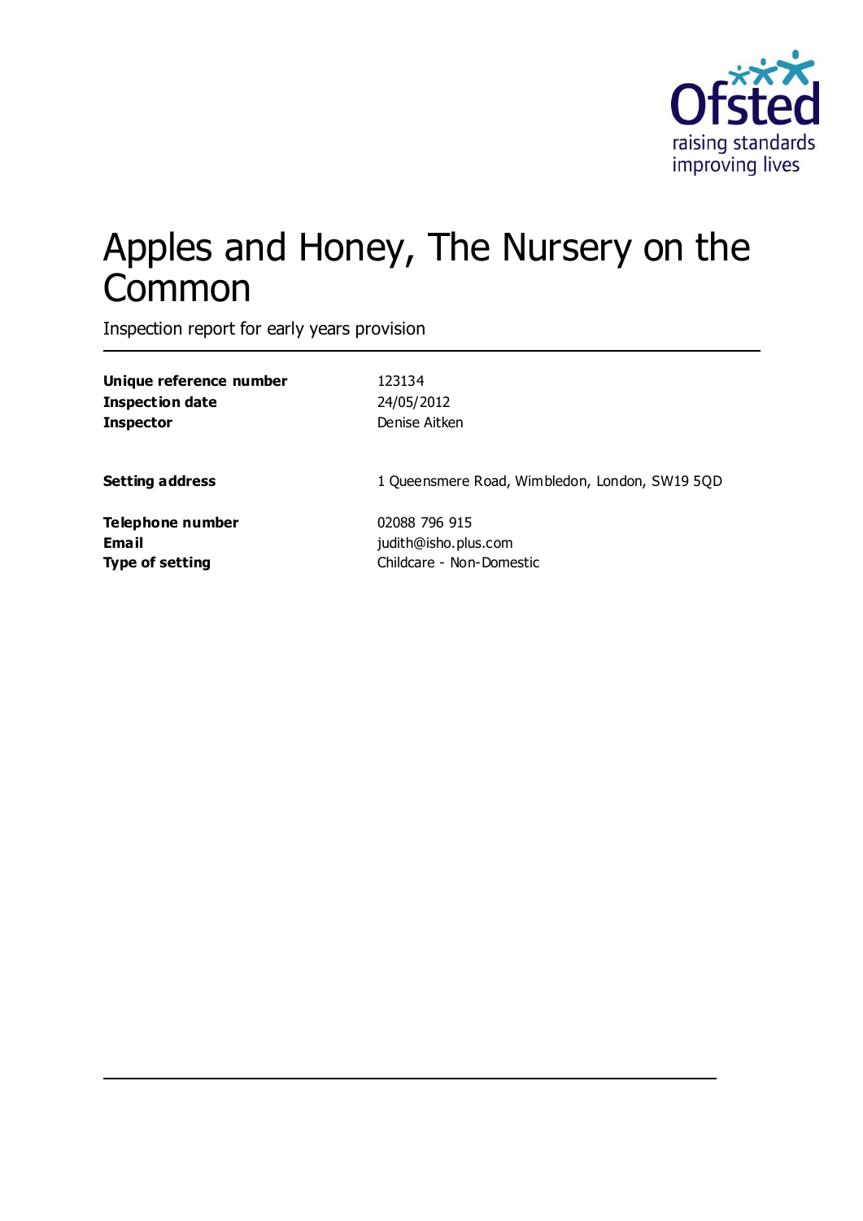# Apples and Honey, The Nursery on the Common

Inspection report for early years provision

| | |
|---|---|
| **Unique reference number** | 123134 |
| **Inspection date** | 24/05/2012 |
| **Inspector** | Denise Aitken |
| | |
| **Setting address** | 1 Queensmere Road, Wimbledon, London, SW19 5QD |
| | |
| **Telephone number** | 02088 796 915 |
| **Email** | judith@isho.plus.com |
| **Type of setting** | Childcare - Non-Domestic |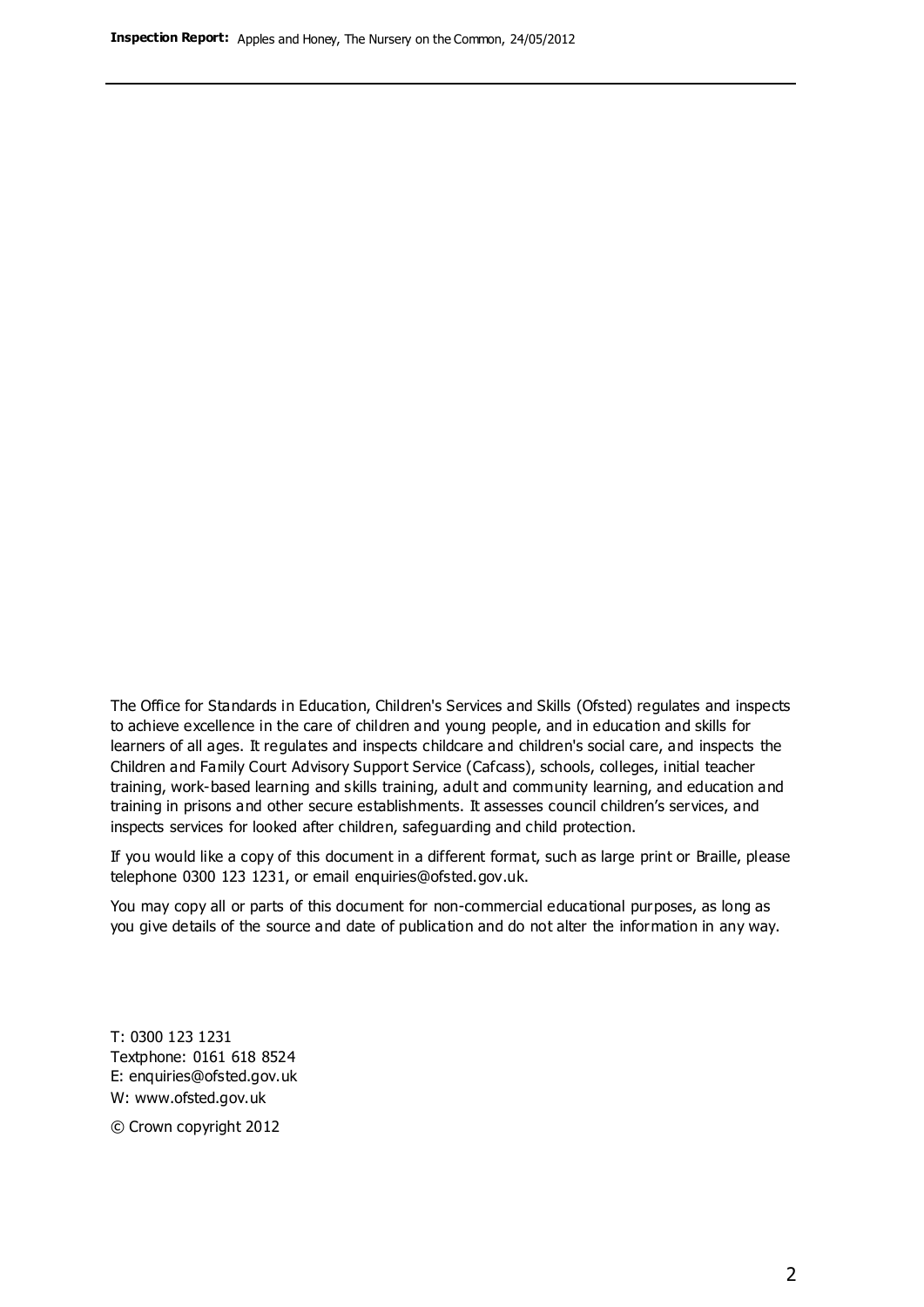The Office for Standards in Education, Children's Services and Skills (Ofsted) regulates and inspects to achieve excellence in the care of children and young people, and in education and skills for learners of all ages. It regulates and inspects childcare and children's social care, and inspects the Children and Family Court Advisory Support Service (Cafcass), schools, colleges, initial teacher training, work-based learning and skills training, adult and community learning, and education and training in prisons and other secure establishments. It assesses council children's services, and inspects services for looked after children, safeguarding and child protection.

If you would like a copy of this document in a different format, such as large print or Braille, please telephone 0300 123 1231, or email enquiries@ofsted.gov.uk.

You may copy all or parts of this document for non-commercial educational purposes, as long as you give details of the source and date of publication and do not alter the information in any way.

T: 0300 123 1231
Textphone: 0161 618 8524
E: enquiries@ofsted.gov.uk
W: www.ofsted.gov.uk

© Crown copyright 2012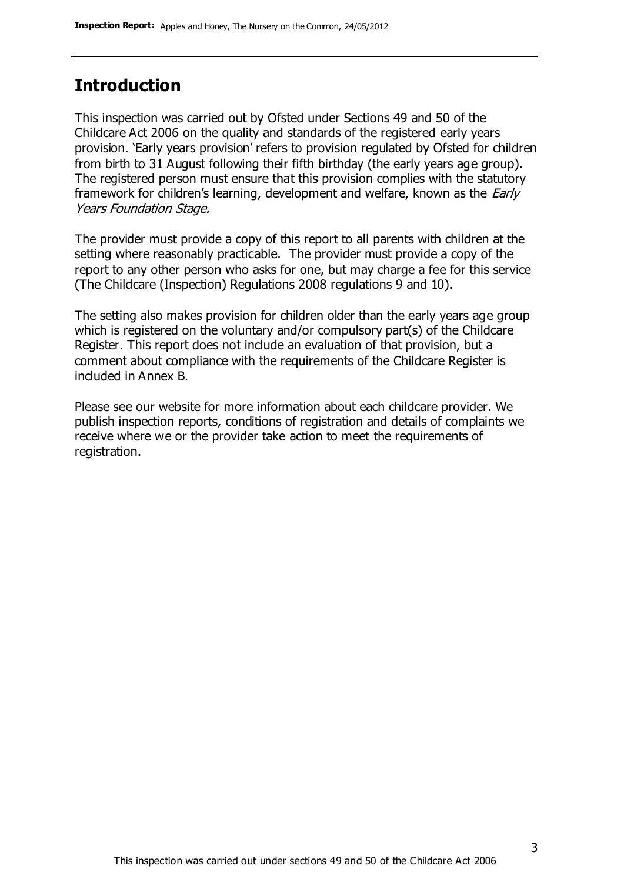## Introduction

This inspection was carried out by Ofsted under Sections 49 and 50 of the Childcare Act 2006 on the quality and standards of the registered early years provision. 'Early years provision' refers to provision regulated by Ofsted for children from birth to 31 August following their fifth birthday (the early years age group). The registered person must ensure that this provision complies with the statutory framework for children's learning, development and welfare, known as the *Early Years Foundation Stage.*

The provider must provide a copy of this report to all parents with children at the setting where reasonably practicable. The provider must provide a copy of the report to any other person who asks for one, but may charge a fee for this service (The Childcare (Inspection) Regulations 2008 regulations 9 and 10).

The setting also makes provision for children older than the early years age group which is registered on the voluntary and/or compulsory part(s) of the Childcare Register. This report does not include an evaluation of that provision, but a comment about compliance with the requirements of the Childcare Register is included in Annex B.

Please see our website for more information about each childcare provider. We publish inspection reports, conditions of registration and details of complaints we receive where we or the provider take action to meet the requirements of registration.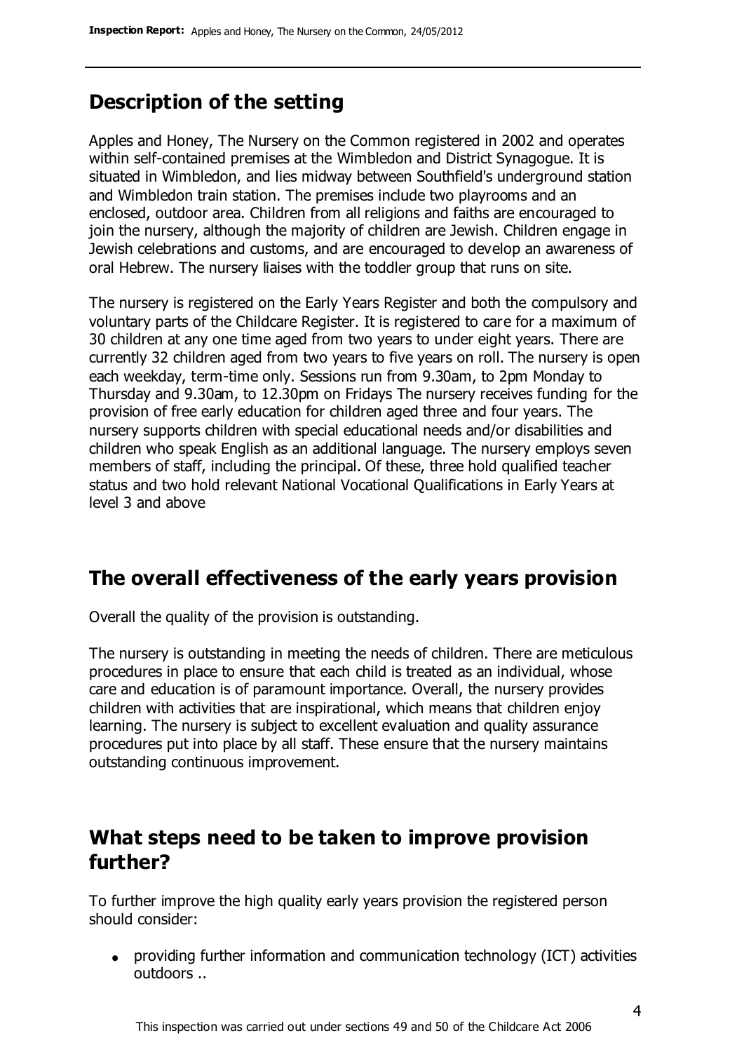## Description of the setting

Apples and Honey, The Nursery on the Common registered in 2002 and operates within self-contained premises at the Wimbledon and District Synagogue. It is situated in Wimbledon, and lies midway between Southfield's underground station and Wimbledon train station. The premises include two playrooms and an enclosed, outdoor area. Children from all religions and faiths are encouraged to join the nursery, although the majority of children are Jewish. Children engage in Jewish celebrations and customs, and are encouraged to develop an awareness of oral Hebrew. The nursery liaises with the toddler group that runs on site.

The nursery is registered on the Early Years Register and both the compulsory and voluntary parts of the Childcare Register. It is registered to care for a maximum of 30 children at any one time aged from two years to under eight years. There are currently 32 children aged from two years to five years on roll. The nursery is open each weekday, term-time only. Sessions run from 9.30am, to 2pm Monday to Thursday and 9.30am, to 12.30pm on Fridays The nursery receives funding for the provision of free early education for children aged three and four years. The nursery supports children with special educational needs and/or disabilities and children who speak English as an additional language. The nursery employs seven members of staff, including the principal. Of these, three hold qualified teacher status and two hold relevant National Vocational Qualifications in Early Years at level 3 and above

## The overall effectiveness of the early years provision

Overall the quality of the provision is outstanding.

The nursery is outstanding in meeting the needs of children. There are meticulous procedures in place to ensure that each child is treated as an individual, whose care and education is of paramount importance. Overall, the nursery provides children with activities that are inspirational, which means that children enjoy learning. The nursery is subject to excellent evaluation and quality assurance procedures put into place by all staff. These ensure that the nursery maintains outstanding continuous improvement.

## What steps need to be taken to improve provision further?

To further improve the high quality early years provision the registered person should consider:

- providing further information and communication technology (ICT) activities outdoors ..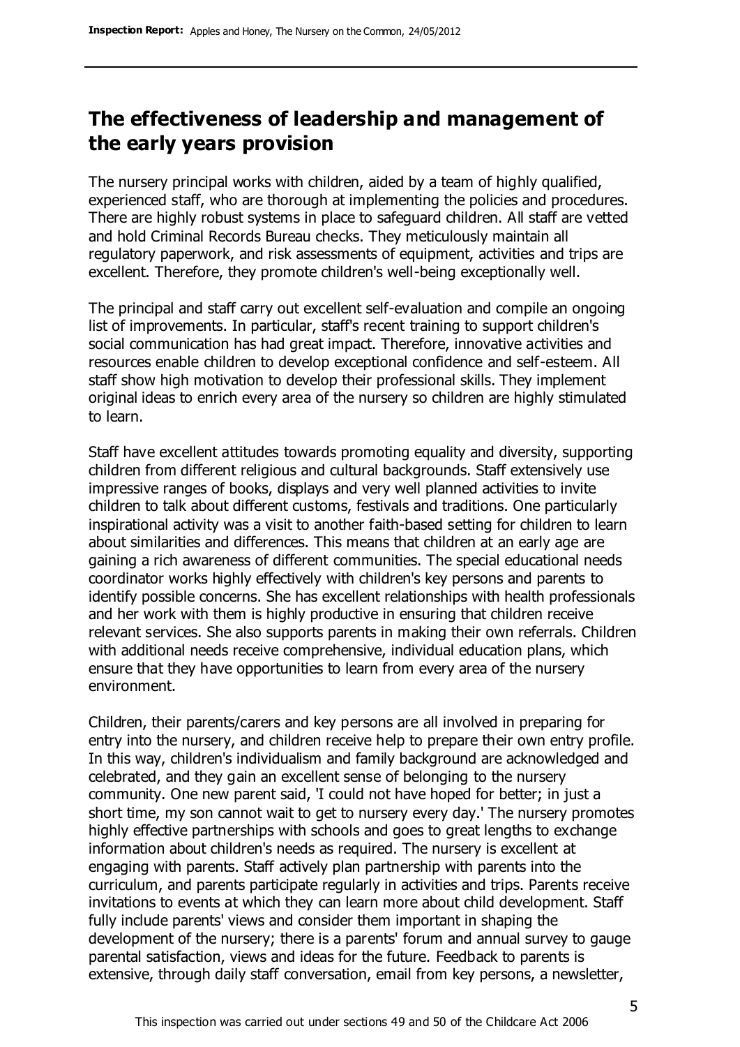## The effectiveness of leadership and management of the early years provision

The nursery principal works with children, aided by a team of highly qualified, experienced staff, who are thorough at implementing the policies and procedures. There are highly robust systems in place to safeguard children. All staff are vetted and hold Criminal Records Bureau checks. They meticulously maintain all regulatory paperwork, and risk assessments of equipment, activities and trips are excellent. Therefore, they promote children's well-being exceptionally well.

The principal and staff carry out excellent self-evaluation and compile an ongoing list of improvements. In particular, staff's recent training to support children's social communication has had great impact. Therefore, innovative activities and resources enable children to develop exceptional confidence and self-esteem. All staff show high motivation to develop their professional skills. They implement original ideas to enrich every area of the nursery so children are highly stimulated to learn.

Staff have excellent attitudes towards promoting equality and diversity, supporting children from different religious and cultural backgrounds. Staff extensively use impressive ranges of books, displays and very well planned activities to invite children to talk about different customs, festivals and traditions. One particularly inspirational activity was a visit to another faith-based setting for children to learn about similarities and differences. This means that children at an early age are gaining a rich awareness of different communities. The special educational needs coordinator works highly effectively with children's key persons and parents to identify possible concerns. She has excellent relationships with health professionals and her work with them is highly productive in ensuring that children receive relevant services. She also supports parents in making their own referrals. Children with additional needs receive comprehensive, individual education plans, which ensure that they have opportunities to learn from every area of the nursery environment.

Children, their parents/carers and key persons are all involved in preparing for entry into the nursery, and children receive help to prepare their own entry profile. In this way, children's individualism and family background are acknowledged and celebrated, and they gain an excellent sense of belonging to the nursery community. One new parent said, 'I could not have hoped for better; in just a short time, my son cannot wait to get to nursery every day.' The nursery promotes highly effective partnerships with schools and goes to great lengths to exchange information about children's needs as required. The nursery is excellent at engaging with parents. Staff actively plan partnership with parents into the curriculum, and parents participate regularly in activities and trips. Parents receive invitations to events at which they can learn more about child development. Staff fully include parents' views and consider them important in shaping the development of the nursery; there is a parents' forum and annual survey to gauge parental satisfaction, views and ideas for the future. Feedback to parents is extensive, through daily staff conversation, email from key persons, a newsletter,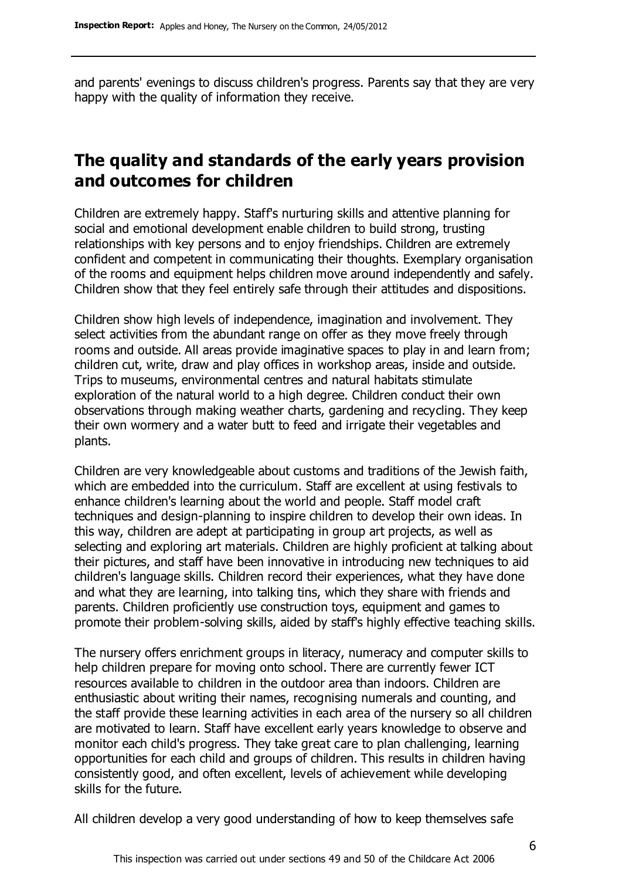and parents' evenings to discuss children's progress. Parents say that they are very happy with the quality of information they receive.

## The quality and standards of the early years provision and outcomes for children

Children are extremely happy. Staff's nurturing skills and attentive planning for social and emotional development enable children to build strong, trusting relationships with key persons and to enjoy friendships. Children are extremely confident and competent in communicating their thoughts. Exemplary organisation of the rooms and equipment helps children move around independently and safely. Children show that they feel entirely safe through their attitudes and dispositions.

Children show high levels of independence, imagination and involvement. They select activities from the abundant range on offer as they move freely through rooms and outside. All areas provide imaginative spaces to play in and learn from; children cut, write, draw and play offices in workshop areas, inside and outside. Trips to museums, environmental centres and natural habitats stimulate exploration of the natural world to a high degree. Children conduct their own observations through making weather charts, gardening and recycling. They keep their own wormery and a water butt to feed and irrigate their vegetables and plants.

Children are very knowledgeable about customs and traditions of the Jewish faith, which are embedded into the curriculum. Staff are excellent at using festivals to enhance children's learning about the world and people. Staff model craft techniques and design-planning to inspire children to develop their own ideas. In this way, children are adept at participating in group art projects, as well as selecting and exploring art materials. Children are highly proficient at talking about their pictures, and staff have been innovative in introducing new techniques to aid children's language skills. Children record their experiences, what they have done and what they are learning, into talking tins, which they share with friends and parents. Children proficiently use construction toys, equipment and games to promote their problem-solving skills, aided by staff's highly effective teaching skills.

The nursery offers enrichment groups in literacy, numeracy and computer skills to help children prepare for moving onto school. There are currently fewer ICT resources available to children in the outdoor area than indoors. Children are enthusiastic about writing their names, recognising numerals and counting, and the staff provide these learning activities in each area of the nursery so all children are motivated to learn. Staff have excellent early years knowledge to observe and monitor each child's progress. They take great care to plan challenging, learning opportunities for each child and groups of children. This results in children having consistently good, and often excellent, levels of achievement while developing skills for the future.

All children develop a very good understanding of how to keep themselves safe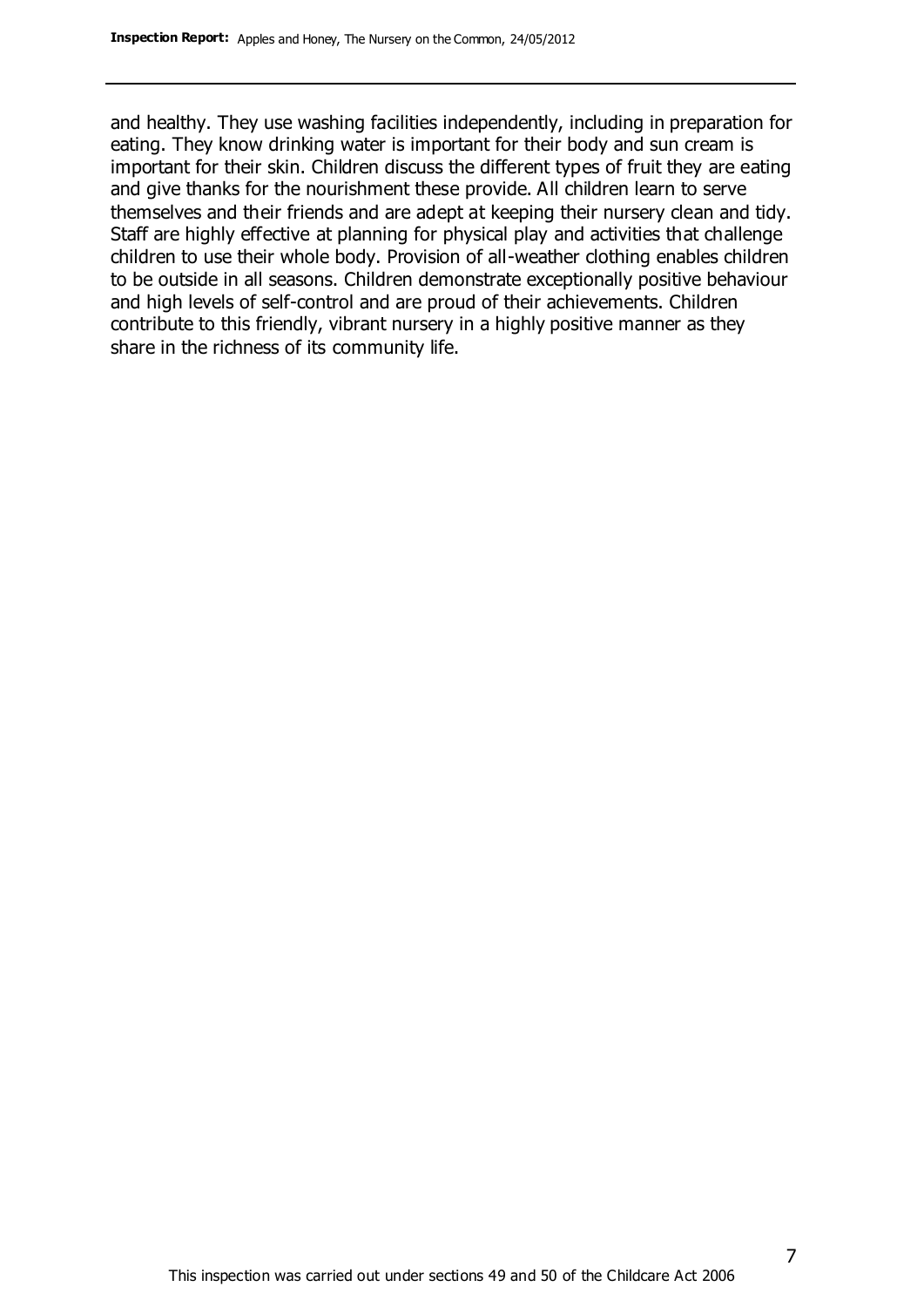and healthy. They use washing facilities independently, including in preparation for eating. They know drinking water is important for their body and sun cream is important for their skin. Children discuss the different types of fruit they are eating and give thanks for the nourishment these provide. All children learn to serve themselves and their friends and are adept at keeping their nursery clean and tidy. Staff are highly effective at planning for physical play and activities that challenge children to use their whole body. Provision of all-weather clothing enables children to be outside in all seasons. Children demonstrate exceptionally positive behaviour and high levels of self-control and are proud of their achievements. Children contribute to this friendly, vibrant nursery in a highly positive manner as they share in the richness of its community life.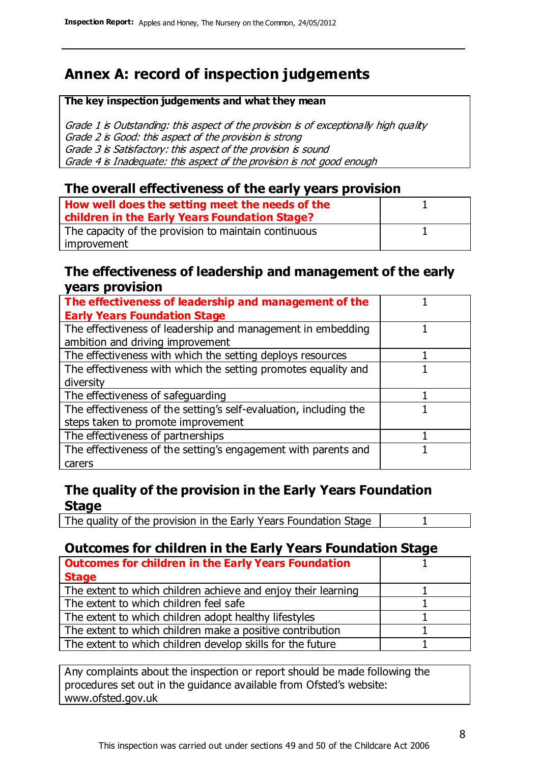# Annex A: record of inspection judgements

**The key inspection judgements and what they mean**

*Grade 1 is Outstanding: this aspect of the provision is of exceptionally high quality*
*Grade 2 is Good: this aspect of the provision is strong*
*Grade 3 is Satisfactory: this aspect of the provision is sound*
*Grade 4 is Inadequate: this aspect of the provision is not good enough*

## The overall effectiveness of the early years provision

| | |
|---|---|
| **How well does the setting meet the needs of the children in the Early Years Foundation Stage?** | 1 |
| The capacity of the provision to maintain continuous improvement | 1 |

## The effectiveness of leadership and management of the early years provision

| | |
|---|---|
| **The effectiveness of leadership and management of the Early Years Foundation Stage** | 1 |
| The effectiveness of leadership and management in embedding ambition and driving improvement | 1 |
| The effectiveness with which the setting deploys resources | 1 |
| The effectiveness with which the setting promotes equality and diversity | 1 |
| The effectiveness of safeguarding | 1 |
| The effectiveness of the setting's self-evaluation, including the steps taken to promote improvement | 1 |
| The effectiveness of partnerships | 1 |
| The effectiveness of the setting's engagement with parents and carers | 1 |

## The quality of the provision in the Early Years Foundation Stage

| | |
|---|---|
| The quality of the provision in the Early Years Foundation Stage | 1 |

## Outcomes for children in the Early Years Foundation Stage

| | |
|---|---|
| **Outcomes for children in the Early Years Foundation Stage** | 1 |
| The extent to which children achieve and enjoy their learning | 1 |
| The extent to which children feel safe | 1 |
| The extent to which children adopt healthy lifestyles | 1 |
| The extent to which children make a positive contribution | 1 |
| The extent to which children develop skills for the future | 1 |

Any complaints about the inspection or report should be made following the procedures set out in the guidance available from Ofsted's website: www.ofsted.gov.uk

This inspection was carried out under sections 49 and 50 of the Childcare Act 2006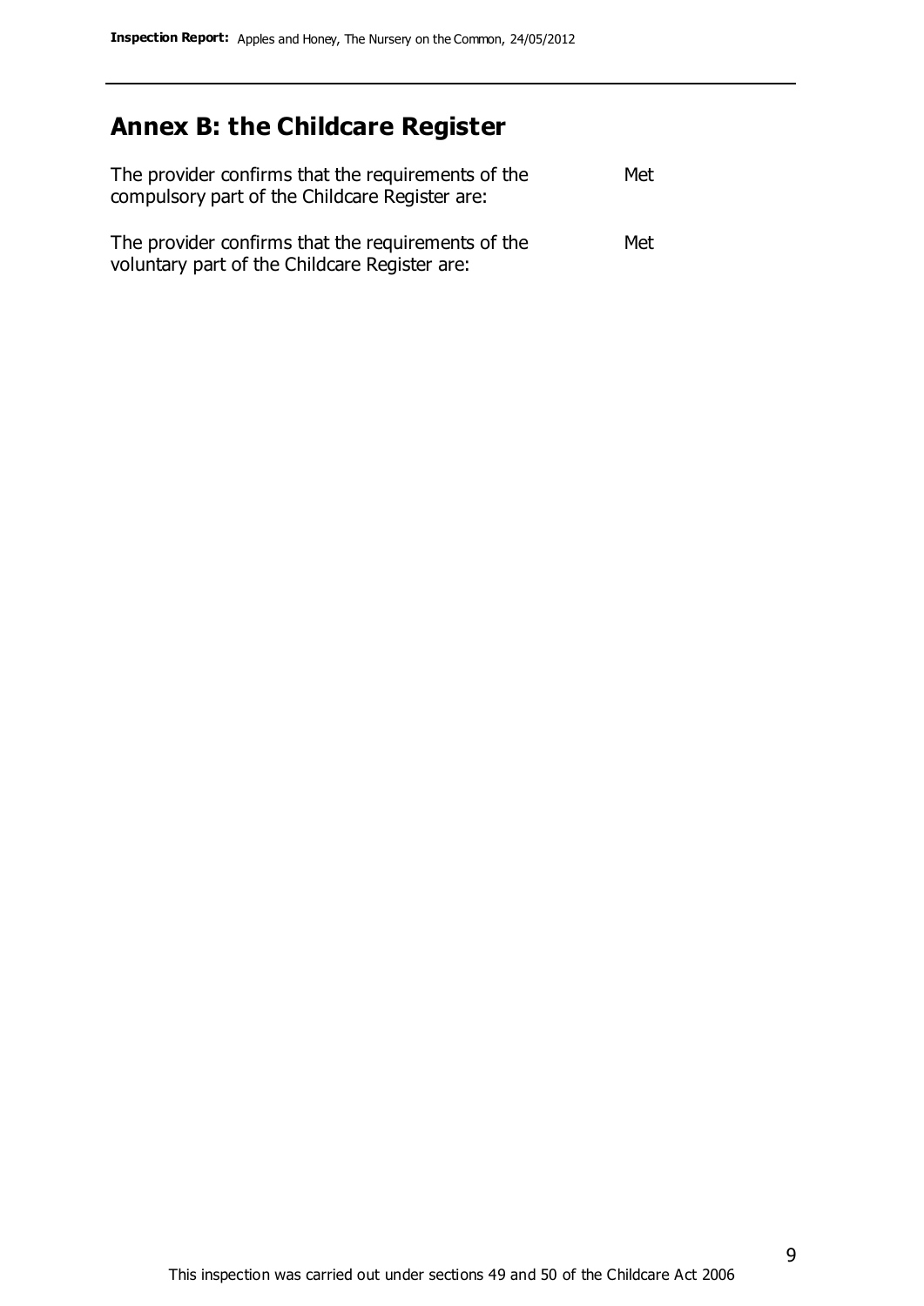## Annex B: the Childcare Register

| | |
|---|---|
| The provider confirms that the requirements of the compulsory part of the Childcare Register are: | Met |
| The provider confirms that the requirements of the voluntary part of the Childcare Register are: | Met |

This inspection was carried out under sections 49 and 50 of the Childcare Act 2006